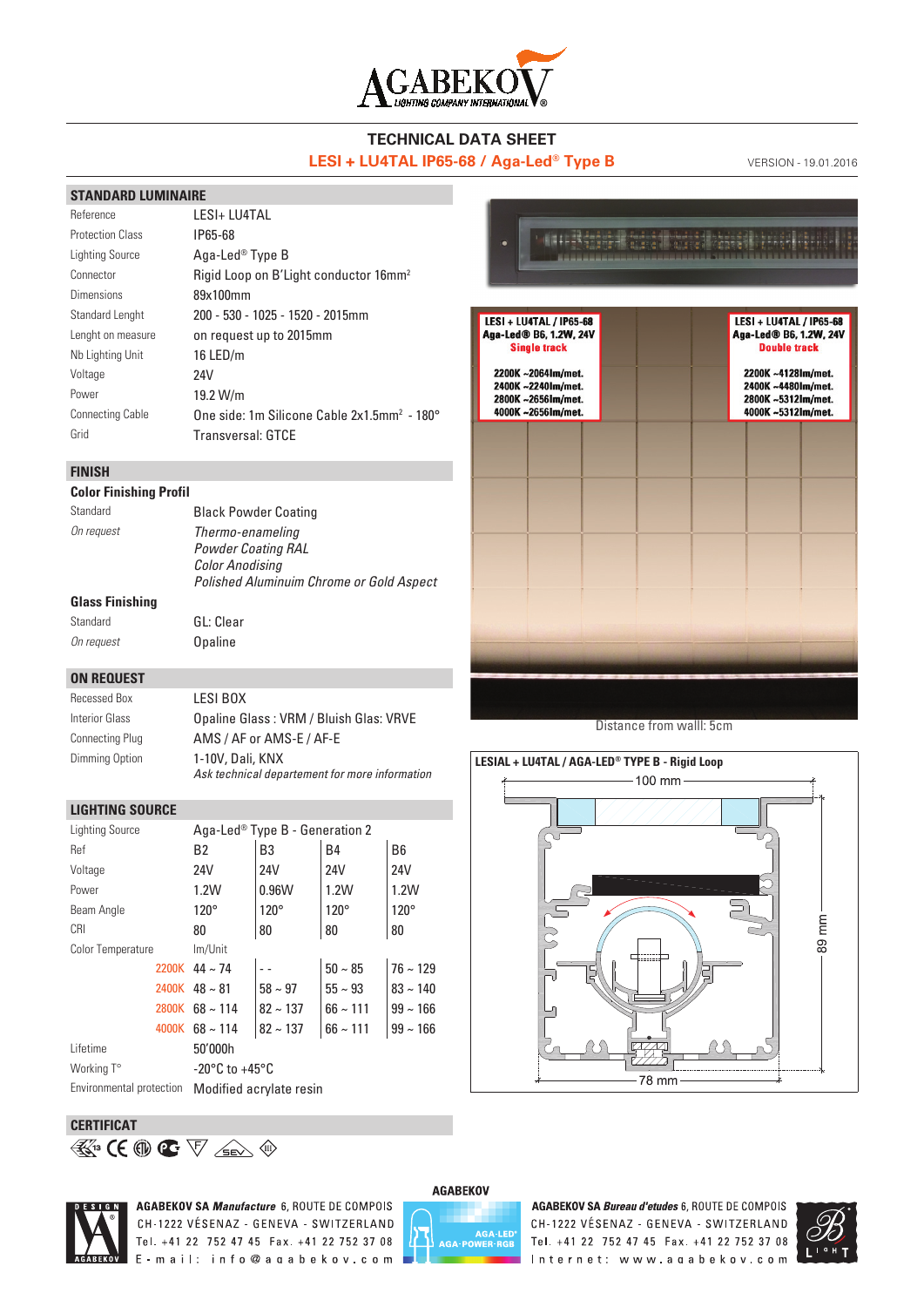# TECHNICAL DATA SHEET

## LESI + LU4TAL IP65-68 / Aga-Led® Type B

VERSION - 19.01.2016

## STANDARD LUMINAIRE

| | |
|---|---|
| Reference | LESI+ LU4TAL |
| Protection Class | IP65-68 |
| Lighting Source | Aga-Led® Type B |
| Connector | Rigid Loop on B'Light conductor 16mm² |
| Dimensions | 89x100mm |
| Standard Lenght | 200 - 530 - 1025 - 1520 - 2015mm |
| Lenght on measure | on request up to 2015mm |
| Nb Lighting Unit | 16 LED/m |
| Voltage | 24V |
| Power | 19.2 W/m |
| Connecting Cable | One side: 1m Silicone Cable 2x1.5mm² - 180° |
| Grid | Transversal: GTCE |

## FINISH

### Color Finishing Profil

| | |
|---|---|
| Standard | Black Powder Coating |
| *On request* | *Thermo-enameling*<br>*Powder Coating RAL*<br>*Color Anodising*<br>*Polished Aluminuim Chrome or Gold Aspect* |

### Glass Finishing

| | |
|---|---|
| Standard | GL: Clear |
| *On request* | Opaline |

## ON REQUEST

| | |
|---|---|
| Recessed Box | LESI BOX |
| Interior Glass | Opaline Glass : VRM / Bluish Glas: VRVE |
| Connecting Plug | AMS / AF or AMS-E / AF-E |
| Dimming Option | 1-10V, Dali, KNX<br>*Ask technical departement for more information* |

## LIGHTING SOURCE

| | | | | |
|---|---|---|---|---|
| Lighting Source | Aga-Led® Type B - Generation 2 | | | |
| Ref | B2 | B3 | B4 | B6 |
| Voltage | 24V | 24V | 24V | 24V |
| Power | 1.2W | 0.96W | 1.2W | 1.2W |
| Beam Angle | 120° | 120° | 120° | 120° |
| CRI | 80 | 80 | 80 | 80 |
| Color Temperature | lm/Unit | | | |
| 2200K | 44 ~ 74 | - - | 50 ~ 85 | 76 ~ 129 |
| 2400K | 48 ~ 81 | 58 ~ 97 | 55 ~ 93 | 83 ~ 140 |
| 2800K | 68 ~ 114 | 82 ~ 137 | 66 ~ 111 | 99 ~ 166 |
| 4000K | 68 ~ 114 | 82 ~ 137 | 66 ~ 111 | 99 ~ 166 |
| Lifetime | 50'000h | | | |
| Working T° | -20°C to +45°C | | | |
| Environmental protection | Modified acrylate resin | | | |

## CERTIFICAT

**LESI + LU4TAL / IP65-68**
**Aga-Led® B6, 1.2W, 24V**
**Single track**

2200K ~2064lm/met.
2400K ~2240lm/met.
2800K ~2656lm/met.
4000K ~2656lm/met.

**LESI + LU4TAL / IP65-68**
**Aga-Led® B6, 1.2W, 24V**
**Double track**

2200K ~4128lm/met.
2400K ~4480lm/met.
2800K ~5312lm/met.
4000K ~5312lm/met.

Distance from walll: 5cm

**LESIAL + LU4TAL / AGA-LED® TYPE B - Rigid Loop**

100 mm
89 mm
78 mm

**AGABEKOV**

**AGABEKOV SA *Manufacture*** 6, ROUTE DE COMPOIS
CH-1222 VÉSENAZ - GENEVA - SWITZERLAND
Tel. +41 22 752 47 45 Fax. +41 22 752 37 08
E-mail: info@agabekov.com

**AGABEKOV SA *Bureau d'etudes*** 6, ROUTE DE COMPOIS
CH-1222 VÉSENAZ - GENEVA - SWITZERLAND
Tel. +41 22 752 47 45 Fax. +41 22 752 37 08
Internet: www.agabekov.com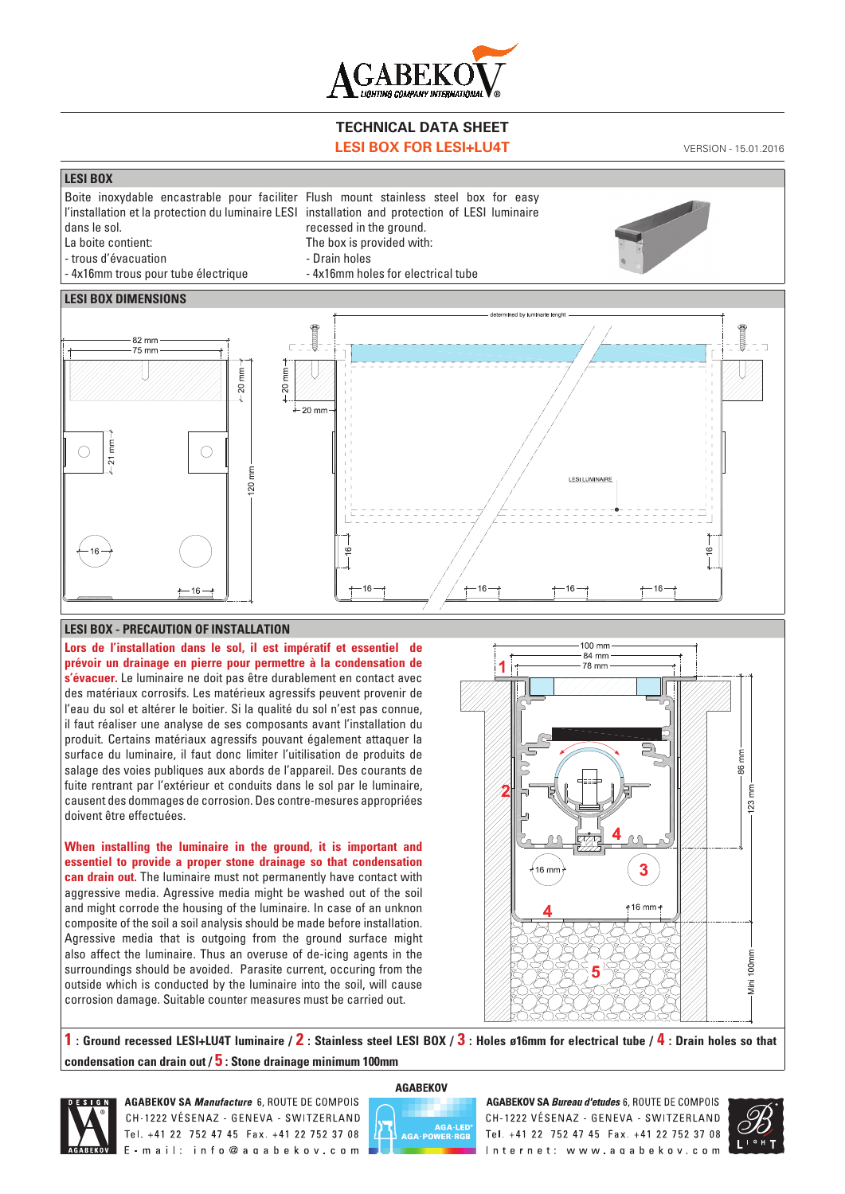# TECHNICAL DATA SHEET

## LESI BOX FOR LESI+LU4T

VERSION - 15.01.2016

## LESI BOX

| | |
|---|---|
| Boite inoxydable encastrable pour faciliter l'installation et la protection du luminaire LESI dans le sol. | Flush mount stainless steel box for easy installation and protection of LESI luminaire recessed in the ground. |
| La boite contient: | The box is provided with: |
| - trous d'évacuation | - Drain holes |
| - 4x16mm trous pour tube électrique | - 4x16mm holes for electrical tube |

## LESI BOX DIMENSIONS

82 mm
75 mm
20 mm
21 mm
120 mm
16
16
20 mm
20 mm
determined by luminarie lenght
LESI LUMINAIRE
16
16
16
16
16
16

## LESI BOX - PRECAUTION OF INSTALLATION

**Lors de l'installation dans le sol, il est impératif et essentiel de prévoir un drainage en pierre pour permettre à la condensation de s'évacuer.** Le luminaire ne doit pas être durablement en contact avec des matériaux corrosifs. Les matériaux agressifs peuvent provenir de l'eau du sol et altérer le boitier. Si la qualité du sol n'est pas connue, il faut réaliser une analyse de ses composants avant l'installation du produit. Certains matériaux agressifs pouvant également attaquer la surface du luminaire, il faut donc limiter l'uitilisation de produits de salage des voies publiques aux abords de l'appareil. Des courants de fuite rentrant par l'extérieur et conduits dans le sol par le luminaire, causent des dommages de corrosion. Des contre-mesures appropriées doivent être effectuées.

**When installing the luminaire in the ground, it is important and essentiel to provide a proper stone drainage so that condensation can drain out.** The luminaire must not permanently have contact with aggressive media. Agressive media might be washed out of the soil and might corrode the housing of the luminaire. In case of an unknon composite of the soil a soil analysis should be made before installation. Agressive media that is outgoing from the ground surface might also affect the luminaire. Thus an overuse of de-icing agents in the surroundings should be avoided. Parasite current, occuring from the outside which is conducted by the luminaire into the soil, will cause corrosion damage. Suitable counter measures must be carried out.

100 mm
84 mm
78 mm
1
2
3
4
4
5
16 mm
16 mm
86 mm
123 mm
Mini 100mm

**1 : Ground recessed LESI+LU4T luminaire / 2 : Stainless steel LESI BOX / 3 : Holes ø16mm for electrical tube / 4 : Drain holes so that condensation can drain out / 5 : Stone drainage minimum 100mm**

AGABEKOV

**AGABEKOV SA** ***Manufacture*** 6, ROUTE DE COMPOIS
CH-1222 VÉSENAZ - GENEVA - SWITZERLAND
Tel. +41 22 752 47 45 Fax. +41 22 752 37 08
E-mail: info@agabekov.com

AGA-LED® AGA-POWER-RGB

**AGABEKOV SA** ***Bureau d'etudes*** 6, ROUTE DE COMPOIS
CH-1222 VÉSENAZ - GENEVA - SWITZERLAND
Tel. +41 22 752 47 45 Fax. +41 22 752 37 08
Internet: www.agabekov.com